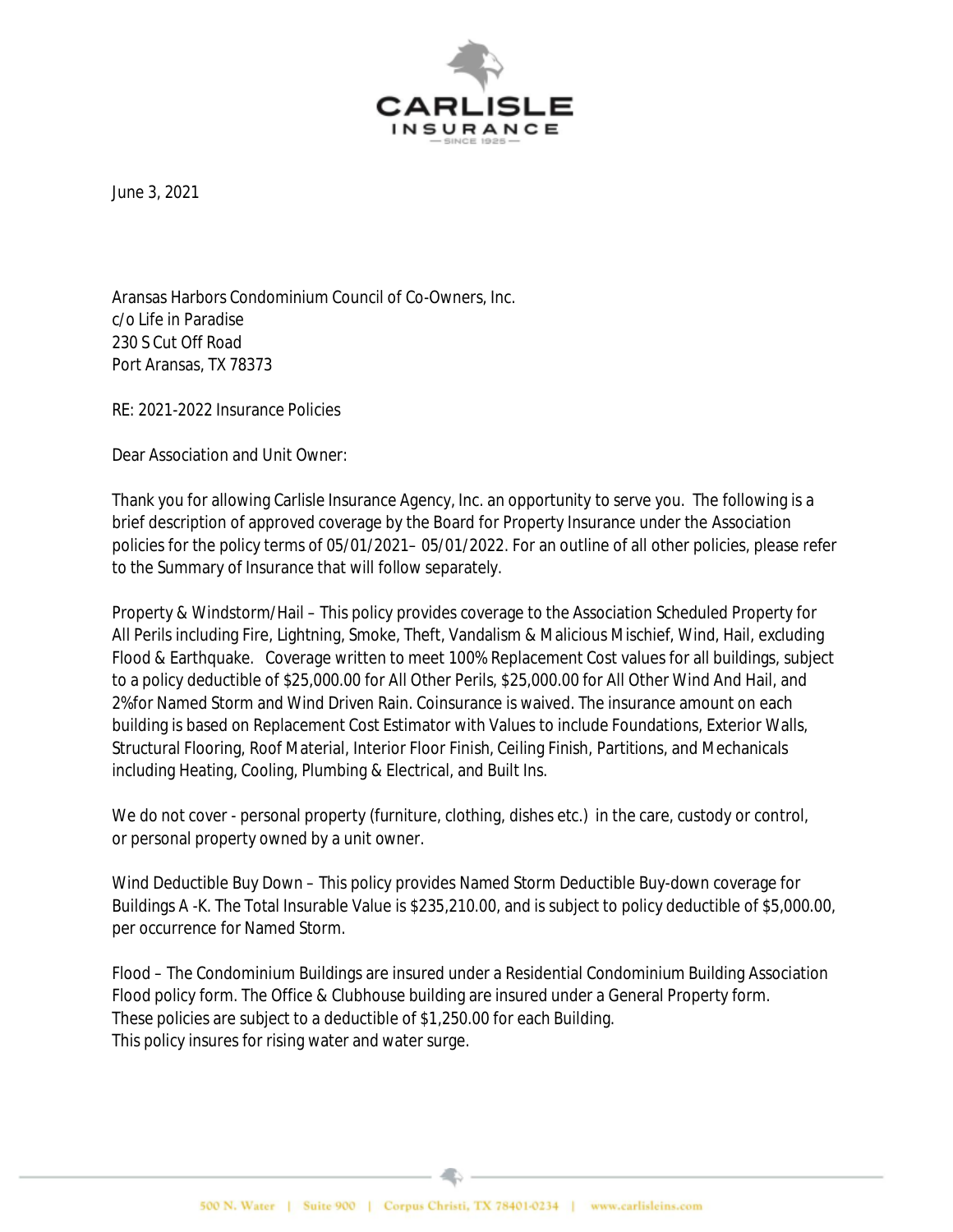CARLISLE
INSURANCE
— SINCE 1925 —

June 3, 2021

Aransas Harbors Condominium Council of Co-Owners, Inc.
c/o Life in Paradise
230 S Cut Off Road
Port Aransas, TX 78373

RE: 2021-2022 Insurance Policies

Dear Association and Unit Owner:

Thank you for allowing Carlisle Insurance Agency, Inc. an opportunity to serve you. The following is a brief description of approved coverage by the Board for Property Insurance under the Association policies for the policy terms of 05/01/2021– 05/01/2022. For an outline of all other policies, please refer to the Summary of Insurance that will follow separately.

Property & Windstorm/Hail – This policy provides coverage to the Association Scheduled Property for All Perils including Fire, Lightning, Smoke, Theft, Vandalism & Malicious Mischief, Wind, Hail, excluding Flood & Earthquake. Coverage written to meet 100% Replacement Cost values for all buildings, subject to a policy deductible of $25,000.00 for All Other Perils, $25,000.00 for All Other Wind And Hail, and 2%for Named Storm and Wind Driven Rain. Coinsurance is waived. The insurance amount on each building is based on Replacement Cost Estimator with Values to include Foundations, Exterior Walls, Structural Flooring, Roof Material, Interior Floor Finish, Ceiling Finish, Partitions, and Mechanicals including Heating, Cooling, Plumbing & Electrical, and Built Ins.

We do not cover - personal property (furniture, clothing, dishes etc.) in the care, custody or control, or personal property owned by a unit owner.

Wind Deductible Buy Down – This policy provides Named Storm Deductible Buy-down coverage for Buildings A -K. The Total Insurable Value is $235,210.00, and is subject to policy deductible of $5,000.00, per occurrence for Named Storm.

Flood – The Condominium Buildings are insured under a Residential Condominium Building Association Flood policy form. The Office & Clubhouse building are insured under a General Property form. These policies are subject to a deductible of $1,250.00 for each Building.
This policy insures for rising water and water surge.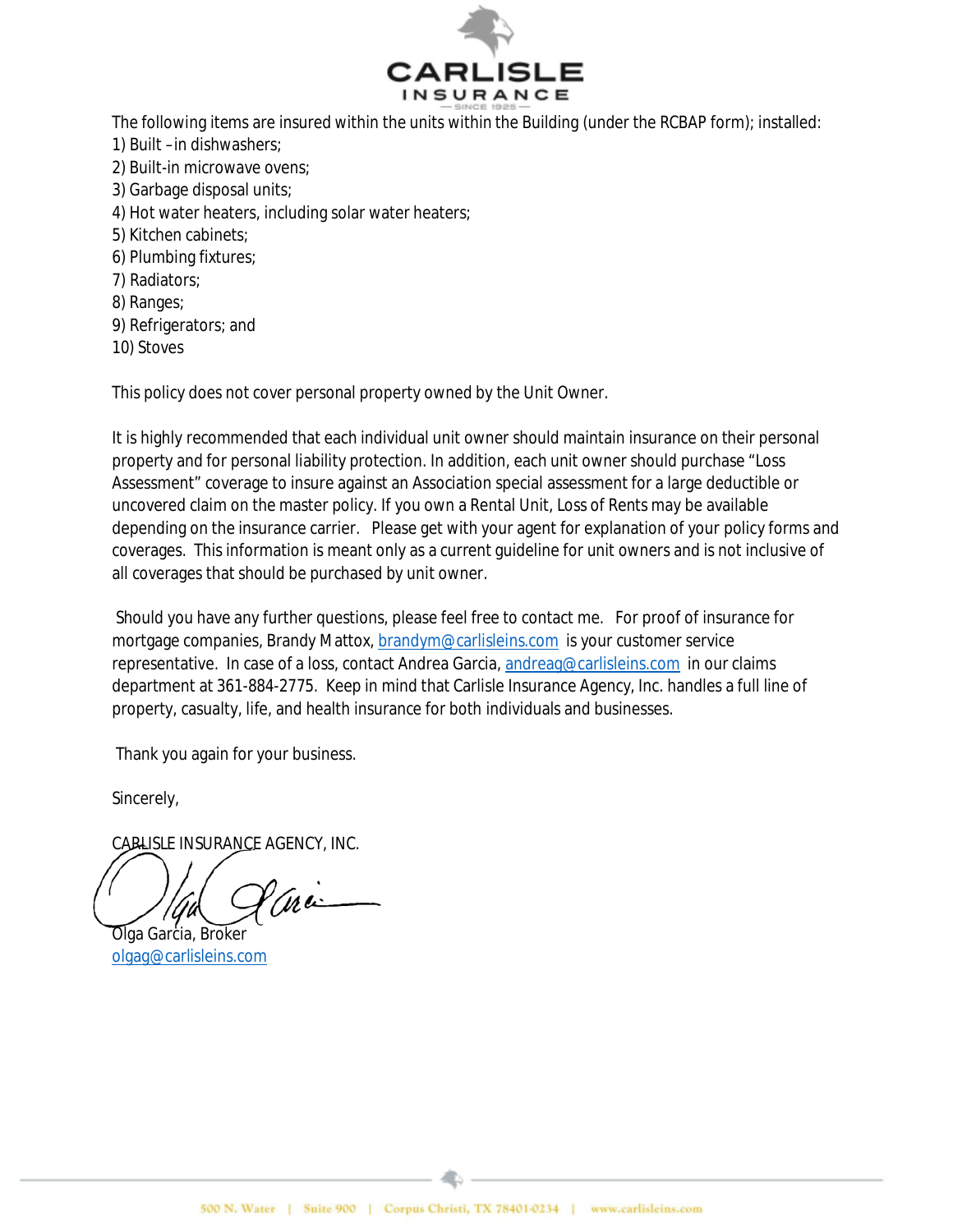The following items are insured within the units within the Building (under the RCBAP form); installed:

1) Built –in dishwashers;
2) Built-in microwave ovens;
3) Garbage disposal units;
4) Hot water heaters, including solar water heaters;
5) Kitchen cabinets;
6) Plumbing fixtures;
7) Radiators;
8) Ranges;
9) Refrigerators; and
10) Stoves

This policy does not cover personal property owned by the Unit Owner.

It is highly recommended that each individual unit owner should maintain insurance on their personal property and for personal liability protection. In addition, each unit owner should purchase "Loss Assessment" coverage to insure against an Association special assessment for a large deductible or uncovered claim on the master policy. If you own a Rental Unit, Loss of Rents may be available depending on the insurance carrier. Please get with your agent for explanation of your policy forms and coverages. This information is meant only as a current guideline for unit owners and is not inclusive of all coverages that should be purchased by unit owner.

Should you have any further questions, please feel free to contact me. For proof of insurance for mortgage companies, Brandy Mattox, brandym@carlisleins.com is your customer service representative. In case of a loss, contact Andrea Garcia, andreag@carlisleins.com in our claims department at 361-884-2775. Keep in mind that Carlisle Insurance Agency, Inc. handles a full line of property, casualty, life, and health insurance for both individuals and businesses.

Thank you again for your business.

Sincerely,

CARLISLE INSURANCE AGENCY, INC.

Olga Garcia, Broker
olgag@carlisleins.com